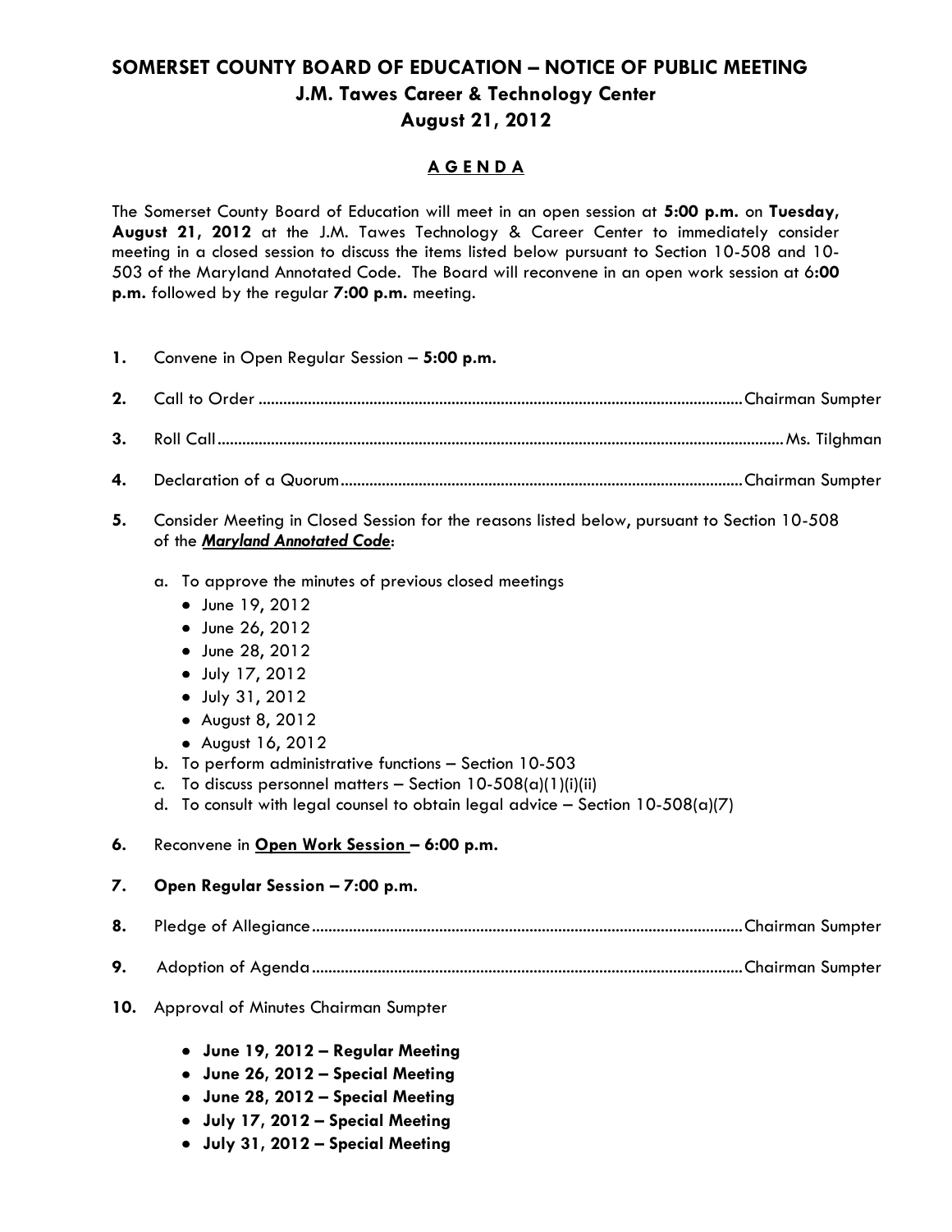# SOMERSET COUNTY BOARD OF EDUCATION – NOTICE OF PUBLIC MEETING

## J.M. Tawes Career & Technology Center

## August 21, 2012

### A G E N D A

The Somerset County Board of Education will meet in an open session at **5:00 p.m.** on **Tuesday, August 21, 2012** at the J.M. Tawes Technology & Career Center to immediately consider meeting in a closed session to discuss the items listed below pursuant to Section 10-508 and 10-503 of the Maryland Annotated Code. The Board will reconvene in an open work session at **6:00 p.m.** followed by the regular **7:00 p.m.** meeting.

**1.** Convene in Open Regular Session – **5:00 p.m.**

**2.** Call to Order ........................................................................................................ Chairman Sumpter

**3.** Roll Call ........................................................................................................................ Ms. Tilghman

**4.** Declaration of a Quorum ............................................................................................ Chairman Sumpter

**5.** Consider Meeting in Closed Session for the reasons listed below, pursuant to Section 10-508 of the ***Maryland Annotated Code***:

a. To approve the minutes of previous closed meetings
   - June 19, 2012
   - June 26, 2012
   - June 28, 2012
   - July 17, 2012
   - July 31, 2012
   - August 8, 2012
   - August 16, 2012

b. To perform administrative functions – Section 10-503

c. To discuss personnel matters – Section 10-508(a)(1)(i)(ii)

d. To consult with legal counsel to obtain legal advice – Section 10-508(a)(7)

**6.** Reconvene in **Open Work Session – 6:00 p.m.**

**7. Open Regular Session – 7:00 p.m.**

**8.** Pledge of Allegiance ................................................................................................ Chairman Sumpter

**9.** Adoption of Agenda ................................................................................................ Chairman Sumpter

**10.** Approval of Minutes Chairman Sumpter

- **June 19, 2012 – Regular Meeting**
- **June 26, 2012 – Special Meeting**
- **June 28, 2012 – Special Meeting**
- **July 17, 2012 – Special Meeting**
- **July 31, 2012 – Special Meeting**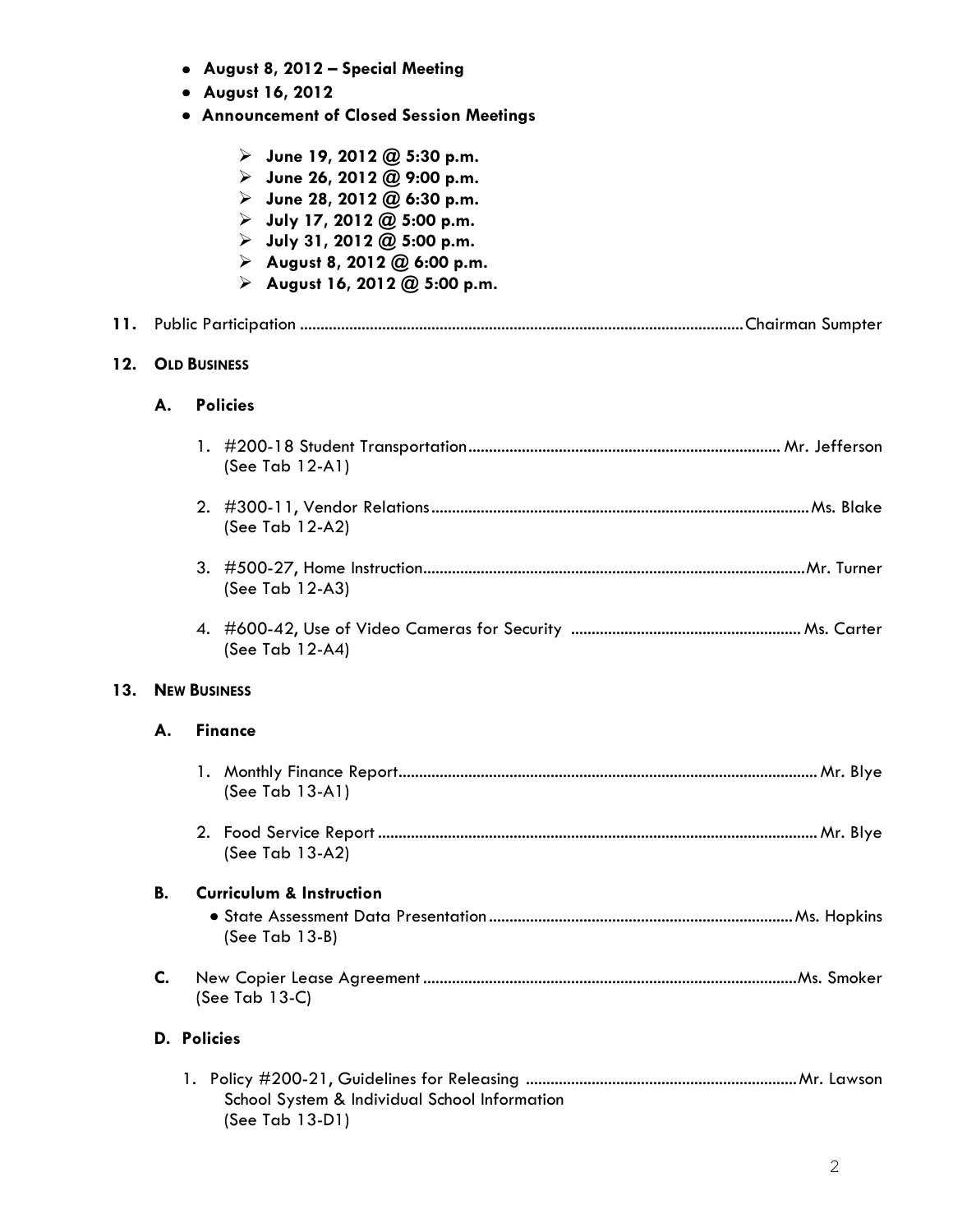- **August 8, 2012 – Special Meeting**
- **August 16, 2012**
- **Announcement of Closed Session Meetings**
    - **June 19, 2012 @ 5:30 p.m.**
    - **June 26, 2012 @ 9:00 p.m.**
    - **June 28, 2012 @ 6:30 p.m.**
    - **July 17, 2012 @ 5:00 p.m.**
    - **July 31, 2012 @ 5:00 p.m.**
    - **August 8, 2012 @ 6:00 p.m.**
    - **August 16, 2012 @ 5:00 p.m.**

**11.** Public Participation ........................................................................................................ Chairman Sumpter

**12. OLD BUSINESS**

**A. Policies**

1. #200-18 Student Transportation ........................................................................... Mr. Jefferson
   (See Tab 12-A1)

2. #300-11, Vendor Relations ........................................................................................... Ms. Blake
   (See Tab 12-A2)

3. #500-27, Home Instruction ............................................................................................ Mr. Turner
   (See Tab 12-A3)

4. #600-42, Use of Video Cameras for Security ....................................................... Ms. Carter
   (See Tab 12-A4)

**13. NEW BUSINESS**

**A. Finance**

1. Monthly Finance Report .................................................................................................... Mr. Blye
   (See Tab 13-A1)

2. Food Service Report ......................................................................................................... Mr. Blye
   (See Tab 13-A2)

**B. Curriculum & Instruction**

- State Assessment Data Presentation .......................................................................... Ms. Hopkins
  (See Tab 13-B)

**C.** New Copier Lease Agreement ........................................................................................... Ms. Smoker
(See Tab 13-C)

**D. Policies**

1. Policy #200-21, Guidelines for Releasing ................................................................. Mr. Lawson
   School System & Individual School Information
   (See Tab 13-D1)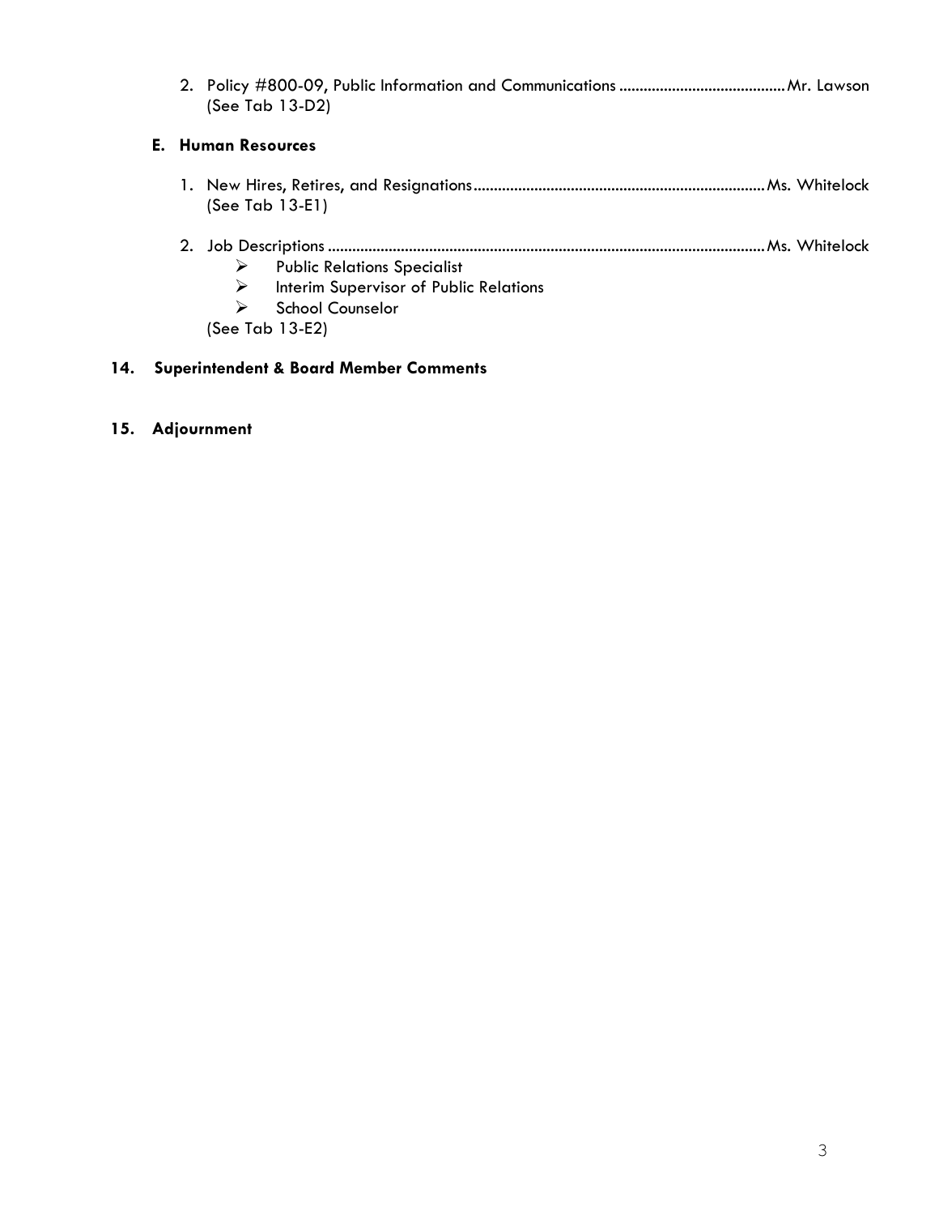2. Policy #800-09, Public Information and Communications ........................................ Mr. Lawson
   (See Tab 13-D2)

**E. Human Resources**

1. New Hires, Retires, and Resignations ...................................................................... Ms. Whitelock
   (See Tab 13-E1)

2. Job Descriptions ........................................................................................................ Ms. Whitelock
   - Public Relations Specialist
   - Interim Supervisor of Public Relations
   - School Counselor

   (See Tab 13-E2)

**14. Superintendent & Board Member Comments**

**15. Adjournment**